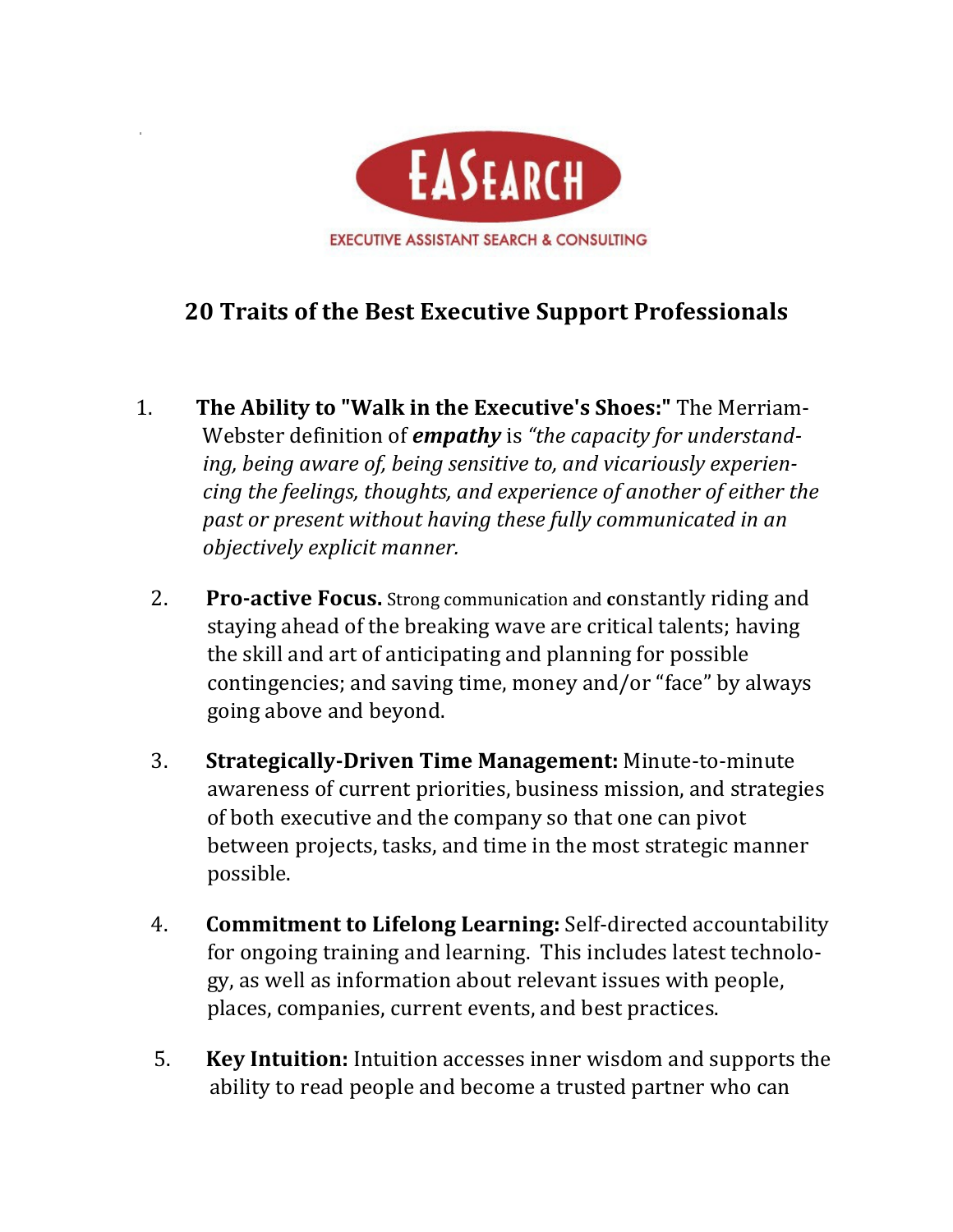EASEARCH

EXECUTIVE ASSISTANT SEARCH & CONSULTING

## 20 Traits of the Best Executive Support Professionals

1. **The Ability to "Walk in the Executive's Shoes:"** The Merriam-Webster definition of ***empathy*** is *"the capacity for understanding, being aware of, being sensitive to, and vicariously experiencing the feelings, thoughts, and experience of another of either the past or present without having these fully communicated in an objectively explicit manner.*

2. **Pro-active Focus.** Strong communication and constantly riding and staying ahead of the breaking wave are critical talents; having the skill and art of anticipating and planning for possible contingencies; and saving time, money and/or "face" by always going above and beyond.

3. **Strategically-Driven Time Management:** Minute-to-minute awareness of current priorities, business mission, and strategies of both executive and the company so that one can pivot between projects, tasks, and time in the most strategic manner possible.

4. **Commitment to Lifelong Learning:** Self-directed accountability for ongoing training and learning. This includes latest technology, as well as information about relevant issues with people, places, companies, current events, and best practices.

5. **Key Intuition:** Intuition accesses inner wisdom and supports the ability to read people and become a trusted partner who can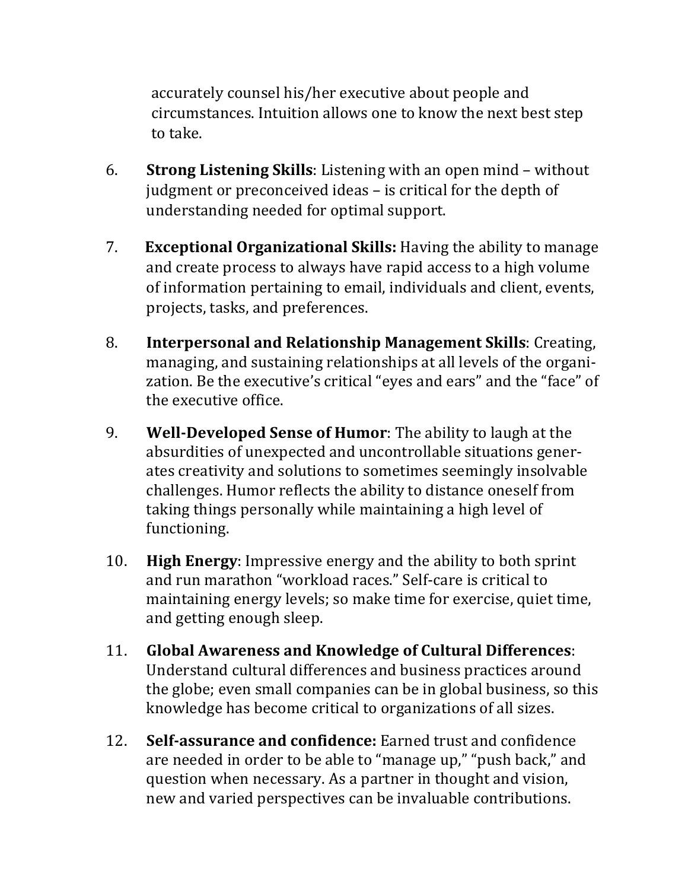accurately counsel his/her executive about people and circumstances. Intuition allows one to know the next best step to take.

6. **Strong Listening Skills**: Listening with an open mind – without judgment or preconceived ideas – is critical for the depth of understanding needed for optimal support.

7. **Exceptional Organizational Skills:** Having the ability to manage and create process to always have rapid access to a high volume of information pertaining to email, individuals and client, events, projects, tasks, and preferences.

8. **Interpersonal and Relationship Management Skills**: Creating, managing, and sustaining relationships at all levels of the organization. Be the executive's critical "eyes and ears" and the "face" of the executive office.

9. **Well-Developed Sense of Humor**: The ability to laugh at the absurdities of unexpected and uncontrollable situations generates creativity and solutions to sometimes seemingly insolvable challenges. Humor reflects the ability to distance oneself from taking things personally while maintaining a high level of functioning.

10. **High Energy**: Impressive energy and the ability to both sprint and run marathon "workload races." Self-care is critical to maintaining energy levels; so make time for exercise, quiet time, and getting enough sleep.

11. **Global Awareness and Knowledge of Cultural Differences**: Understand cultural differences and business practices around the globe; even small companies can be in global business, so this knowledge has become critical to organizations of all sizes.

12. **Self-assurance and confidence:** Earned trust and confidence are needed in order to be able to "manage up," "push back," and question when necessary. As a partner in thought and vision, new and varied perspectives can be invaluable contributions.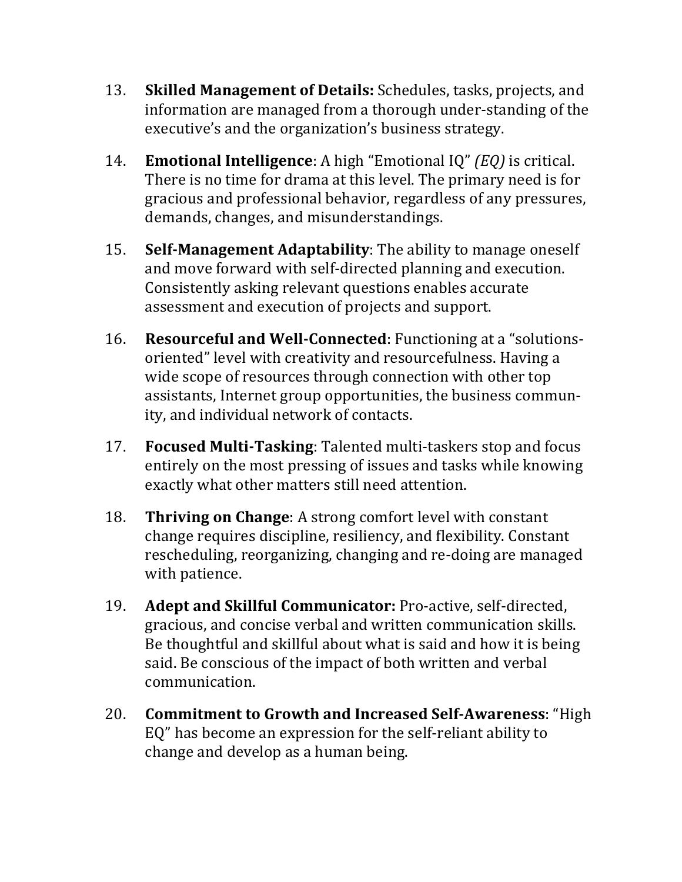13. **Skilled Management of Details:** Schedules, tasks, projects, and information are managed from a thorough under-standing of the executive's and the organization's business strategy.

14. **Emotional Intelligence**: A high "Emotional IQ" *(EQ)* is critical. There is no time for drama at this level. The primary need is for gracious and professional behavior, regardless of any pressures, demands, changes, and misunderstandings.

15. **Self-Management Adaptability**: The ability to manage oneself and move forward with self-directed planning and execution. Consistently asking relevant questions enables accurate assessment and execution of projects and support.

16. **Resourceful and Well-Connected**: Functioning at a "solutions-oriented" level with creativity and resourcefulness. Having a wide scope of resources through connection with other top assistants, Internet group opportunities, the business community, and individual network of contacts.

17. **Focused Multi-Tasking**: Talented multi-taskers stop and focus entirely on the most pressing of issues and tasks while knowing exactly what other matters still need attention.

18. **Thriving on Change**: A strong comfort level with constant change requires discipline, resiliency, and flexibility. Constant rescheduling, reorganizing, changing and re-doing are managed with patience.

19. **Adept and Skillful Communicator:** Pro-active, self-directed, gracious, and concise verbal and written communication skills. Be thoughtful and skillful about what is said and how it is being said. Be conscious of the impact of both written and verbal communication.

20. **Commitment to Growth and Increased Self-Awareness**: "High EQ" has become an expression for the self-reliant ability to change and develop as a human being.